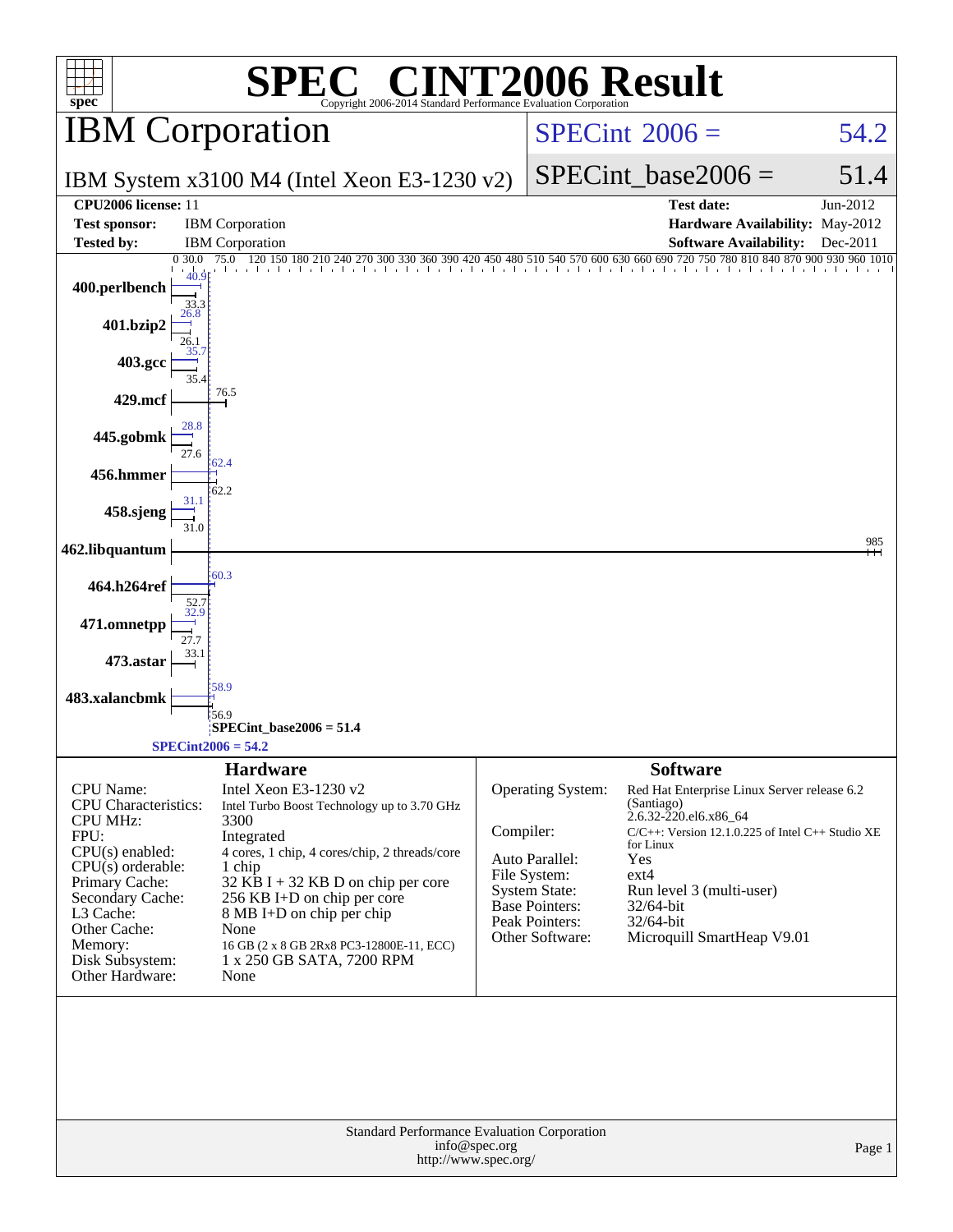# SPEC® CINT2006 Result

Copyright 2006-2014 Standard Performance Evaluation Corporation

## IBM Corporation

IBM System x3100 M4 (Intel Xeon E3-1230 v2)

SPECint 2006 = 54.2

SPECint_base2006 = 51.4

| | | | |
|---|---|---|---|
| **CPU2006 license:** 11 | | **Test date:** | Jun-2012 |
| **Test sponsor:** | IBM Corporation | **Hardware Availability:** | May-2012 |
| **Tested by:** | IBM Corporation | **Software Availability:** | Dec-2011 |

| Benchmark | Peak | Base |
|---|---|---|
| 400.perlbench | 40.9 | 33.3 |
| 401.bzip2 | 26.8 | 26.1 |
| 403.gcc | 35.7 | 35.4 |
| 429.mcf | 76.5 | 76.5 |
| 445.gobmk | 28.8 | 27.6 |
| 456.hmmer | 62.4 | 62.2 |
| 458.sjeng | 31.1 | 31.0 |
| 462.libquantum | 985 | 985 |
| 464.h264ref | 60.3 | 52.7 |
| 471.omnetpp | 32.9 | 27.7 |
| 473.astar | 33.1 | 33.1 |
| 483.xalancbmk | 58.9 | 56.9 |

SPECint_base2006 = 51.4

SPECint2006 = 54.2

### Hardware

| | |
|---|---|
| CPU Name: | Intel Xeon E3-1230 v2 |
| CPU Characteristics: | Intel Turbo Boost Technology up to 3.70 GHz |
| CPU MHz: | 3300 |
| FPU: | Integrated |
| CPU(s) enabled: | 4 cores, 1 chip, 4 cores/chip, 2 threads/core |
| CPU(s) orderable: | 1 chip |
| Primary Cache: | 32 KB I + 32 KB D on chip per core |
| Secondary Cache: | 256 KB I+D on chip per core |
| L3 Cache: | 8 MB I+D on chip per chip |
| Other Cache: | None |
| Memory: | 16 GB (2 x 8 GB 2Rx8 PC3-12800E-11, ECC) |
| Disk Subsystem: | 1 x 250 GB SATA, 7200 RPM |
| Other Hardware: | None |

### Software

| | |
|---|---|
| Operating System: | Red Hat Enterprise Linux Server release 6.2 (Santiago) 2.6.32-220.el6.x86_64 |
| Compiler: | C/C++: Version 12.1.0.225 of Intel C++ Studio XE for Linux |
| Auto Parallel: | Yes |
| File System: | ext4 |
| System State: | Run level 3 (multi-user) |
| Base Pointers: | 32/64-bit |
| Peak Pointers: | 32/64-bit |
| Other Software: | Microquill SmartHeap V9.01 |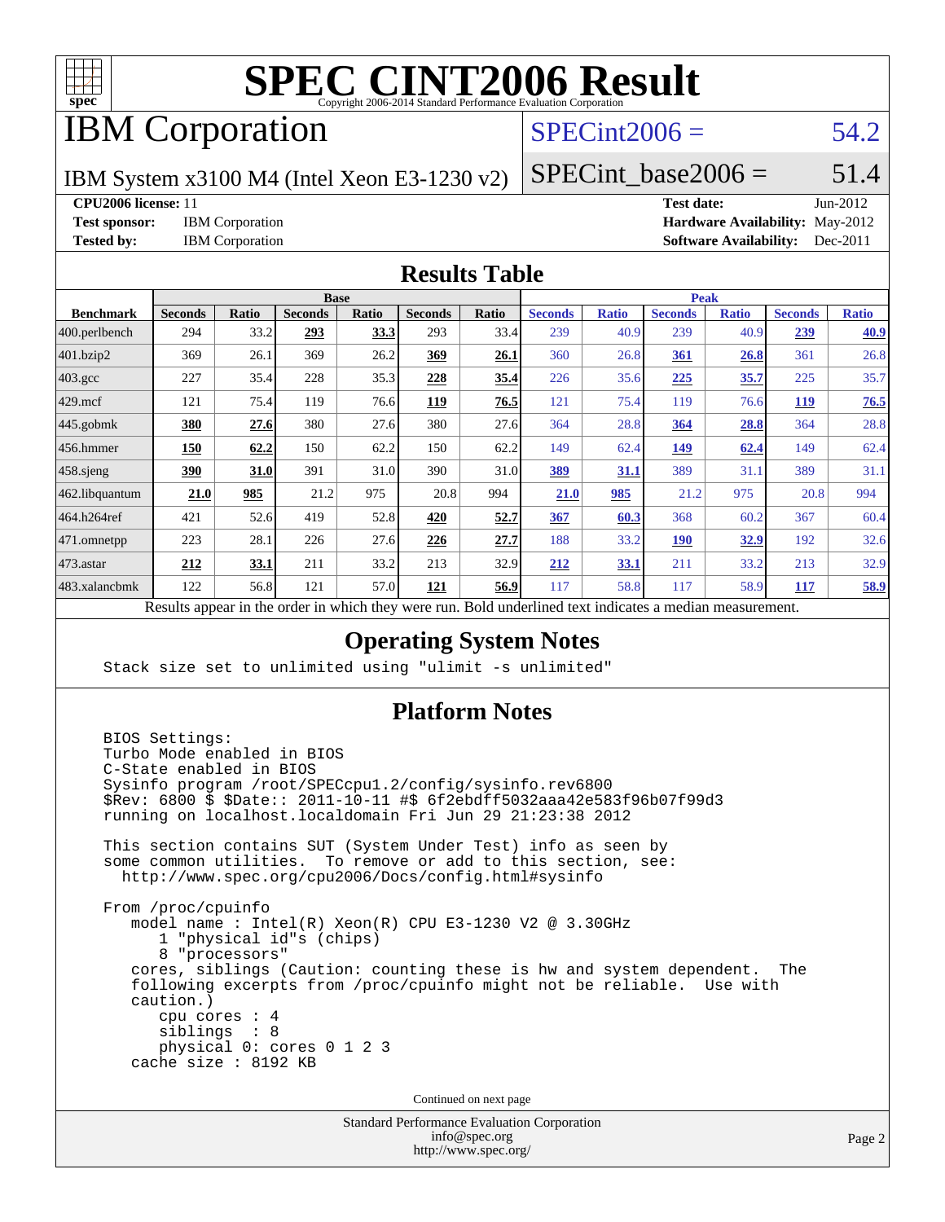# SPEC CINT2006 Result

Copyright 2006-2014 Standard Performance Evaluation Corporation

## IBM Corporation

IBM System x3100 M4 (Intel Xeon E3-1230 v2)

SPECint2006 = 54.2

SPECint_base2006 = 51.4

**CPU2006 license:** 11
**Test sponsor:** IBM Corporation
**Tested by:** IBM Corporation

**Test date:** Jun-2012
**Hardware Availability:** May-2012
**Software Availability:** Dec-2011

## Results Table

| Benchmark | Base | | | | | | Peak | | | | | |
|---|---|---|---|---|---|---|---|---|---|---|---|---|
| | Seconds | Ratio | Seconds | Ratio | Seconds | Ratio | Seconds | Ratio | Seconds | Ratio | Seconds | Ratio |
| 400.perlbench | 294 | 33.2 | **293** | **33.3** | 293 | 33.4 | 239 | 40.9 | 239 | 40.9 | **239** | **40.9** |
| 401.bzip2 | 369 | 26.1 | 369 | 26.2 | **369** | **26.1** | 360 | 26.8 | **361** | **26.8** | 361 | 26.8 |
| 403.gcc | 227 | 35.4 | 228 | 35.3 | **228** | **35.4** | 226 | 35.6 | **225** | **35.7** | 225 | 35.7 |
| 429.mcf | 121 | 75.4 | 119 | 76.6 | **119** | **76.5** | 121 | 75.4 | 119 | 76.6 | **119** | **76.5** |
| 445.gobmk | **380** | **27.6** | 380 | 27.6 | 380 | 27.6 | 364 | 28.8 | **364** | **28.8** | 364 | 28.8 |
| 456.hmmer | **150** | **62.2** | 150 | 62.2 | 150 | 62.2 | 149 | 62.4 | **149** | **62.4** | 149 | 62.4 |
| 458.sjeng | **390** | **31.0** | 391 | 31.0 | 390 | 31.0 | **389** | **31.1** | 389 | 31.1 | 389 | 31.1 |
| 462.libquantum | **21.0** | **985** | 21.2 | 975 | 20.8 | 994 | **21.0** | **985** | 21.2 | 975 | 20.8 | 994 |
| 464.h264ref | 421 | 52.6 | 419 | 52.8 | **420** | **52.7** | **367** | **60.3** | 368 | 60.2 | 367 | 60.4 |
| 471.omnetpp | 223 | 28.1 | 226 | 27.6 | **226** | **27.7** | 188 | 33.2 | **190** | **32.9** | 192 | 32.6 |
| 473.astar | **212** | **33.1** | 211 | 33.2 | 213 | 32.9 | **212** | **33.1** | 211 | 33.2 | 213 | 32.9 |
| 483.xalancbmk | 122 | 56.8 | 121 | 57.0 | **121** | **56.9** | 117 | 58.8 | 117 | 58.9 | **117** | **58.9** |

Results appear in the order in which they were run. Bold underlined text indicates a median measurement.

## Operating System Notes

```
Stack size set to unlimited using "ulimit -s unlimited"
```

## Platform Notes

```
BIOS Settings:
Turbo Mode enabled in BIOS
C-State enabled in BIOS
Sysinfo program /root/SPECcpu1.2/config/sysinfo.rev6800
$Rev: 6800 $ $Date:: 2011-10-11 #$ 6f2ebdff5032aaa42e583f96b07f99d3
running on localhost.localdomain Fri Jun 29 21:23:38 2012

This section contains SUT (System Under Test) info as seen by
some common utilities.  To remove or add to this section, see:
  http://www.spec.org/cpu2006/Docs/config.html#sysinfo

From /proc/cpuinfo
   model name : Intel(R) Xeon(R) CPU E3-1230 V2 @ 3.30GHz
      1 "physical id"s (chips)
      8 "processors"
   cores, siblings (Caution: counting these is hw and system dependent.  The
   following excerpts from /proc/cpuinfo might not be reliable.  Use with
   caution.)
      cpu cores : 4
      siblings  : 8
      physical 0: cores 0 1 2 3
   cache size : 8192 KB
```

Continued on next page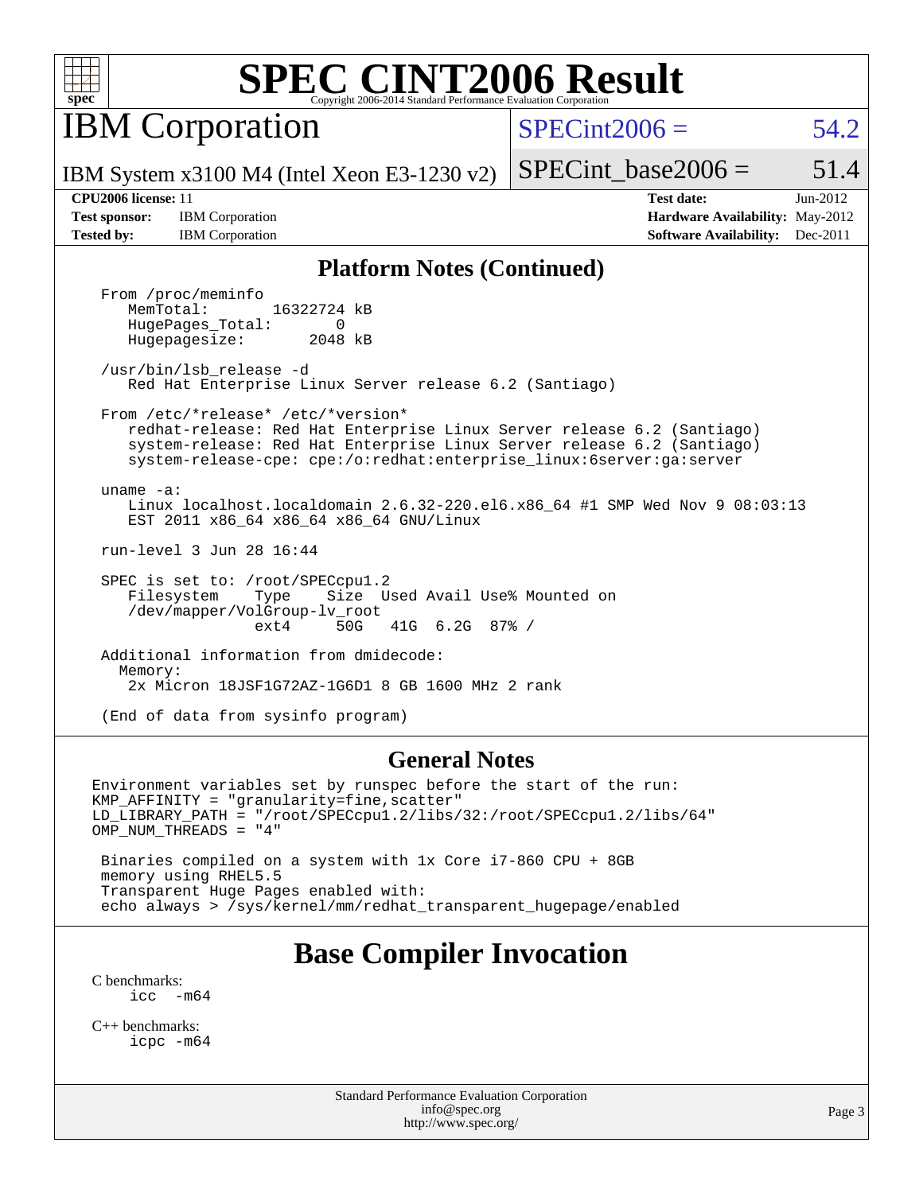# SPEC CINT2006 Result

Copyright 2006-2014 Standard Performance Evaluation Corporation

## IBM Corporation

IBM System x3100 M4 (Intel Xeon E3-1230 v2)

SPECint2006 = 54.2

SPECint_base2006 = 51.4

| | | | |
|---|---|---|---|
| **CPU2006 license:** 11 | | **Test date:** | Jun-2012 |
| **Test sponsor:** | IBM Corporation | **Hardware Availability:** | May-2012 |
| **Tested by:** | IBM Corporation | **Software Availability:** | Dec-2011 |

### Platform Notes (Continued)

```
From /proc/meminfo
   MemTotal:       16322724 kB
   HugePages_Total:       0
   Hugepagesize:       2048 kB

/usr/bin/lsb_release -d
   Red Hat Enterprise Linux Server release 6.2 (Santiago)

From /etc/*release* /etc/*version*
   redhat-release: Red Hat Enterprise Linux Server release 6.2 (Santiago)
   system-release: Red Hat Enterprise Linux Server release 6.2 (Santiago)
   system-release-cpe: cpe:/o:redhat:enterprise_linux:6server:ga:server

uname -a:
   Linux localhost.localdomain 2.6.32-220.el6.x86_64 #1 SMP Wed Nov 9 08:03:13
   EST 2011 x86_64 x86_64 x86_64 GNU/Linux

run-level 3 Jun 28 16:44

SPEC is set to: /root/SPECcpu1.2
   Filesystem    Type    Size  Used Avail Use% Mounted on
   /dev/mapper/VolGroup-lv_root
                 ext4     50G   41G  6.2G  87% /

Additional information from dmidecode:
  Memory:
   2x Micron 18JSF1G72AZ-1G6D1 8 GB 1600 MHz 2 rank

(End of data from sysinfo program)
```

### General Notes

```
Environment variables set by runspec before the start of the run:
KMP_AFFINITY = "granularity=fine,scatter"
LD_LIBRARY_PATH = "/root/SPECcpu1.2/libs/32:/root/SPECcpu1.2/libs/64"
OMP_NUM_THREADS = "4"

 Binaries compiled on a system with 1x Core i7-860 CPU + 8GB
 memory using RHEL5.5
 Transparent Huge Pages enabled with:
 echo always > /sys/kernel/mm/redhat_transparent_hugepage/enabled
```

## Base Compiler Invocation

C benchmarks:
```
icc  -m64
```

C++ benchmarks:
```
icpc -m64
```

Standard Performance Evaluation Corporation
info@spec.org
http://www.spec.org/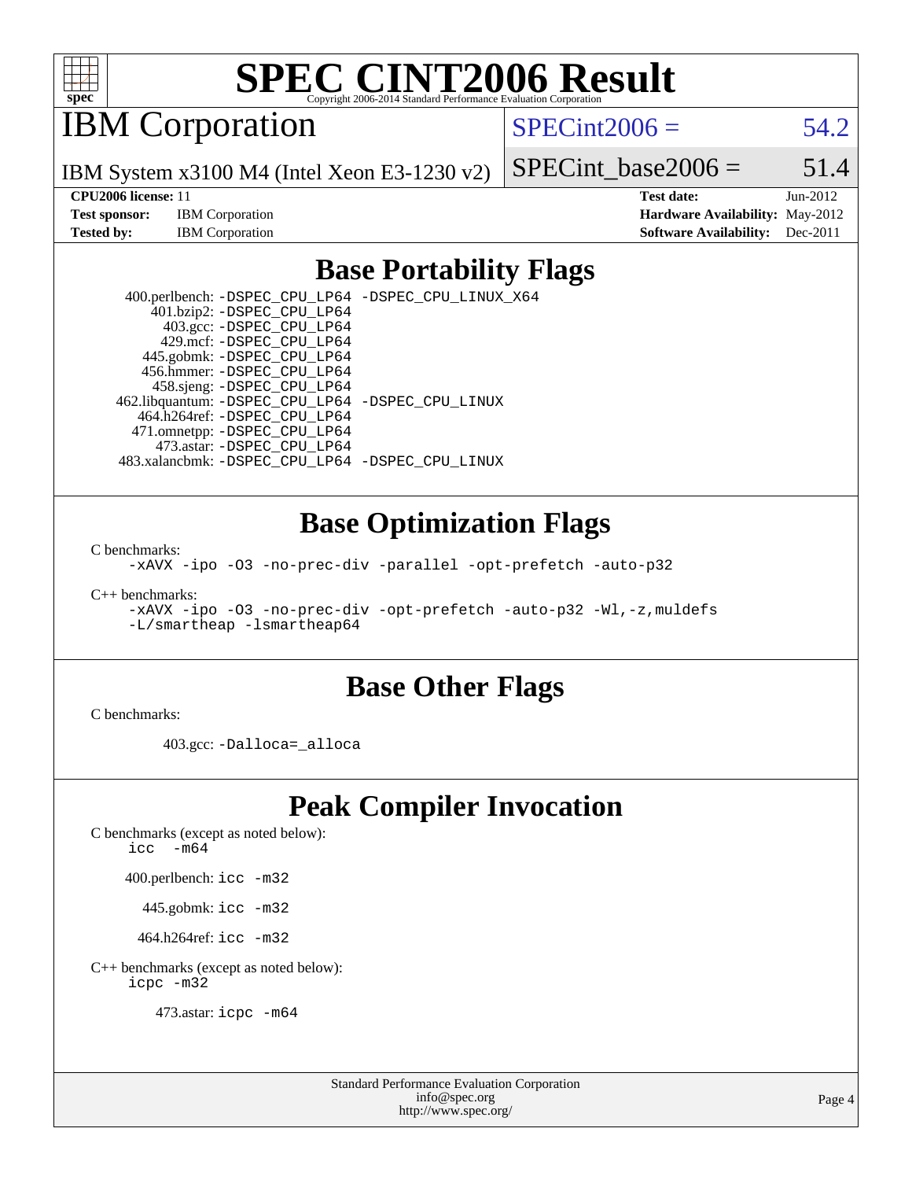# SPEC CINT2006 Result

Copyright 2006-2014 Standard Performance Evaluation Corporation

## IBM Corporation

IBM System x3100 M4 (Intel Xeon E3-1230 v2)

SPECint2006 = 54.2

SPECint_base2006 = 51.4

| | | | |
|---|---|---|---|
| **CPU2006 license:** | 11 | **Test date:** | Jun-2012 |
| **Test sponsor:** | IBM Corporation | **Hardware Availability:** | May-2012 |
| **Tested by:** | IBM Corporation | **Software Availability:** | Dec-2011 |

## Base Portability Flags

400.perlbench: -DSPEC_CPU_LP64 -DSPEC_CPU_LINUX_X64
401.bzip2: -DSPEC_CPU_LP64
403.gcc: -DSPEC_CPU_LP64
429.mcf: -DSPEC_CPU_LP64
445.gobmk: -DSPEC_CPU_LP64
456.hmmer: -DSPEC_CPU_LP64
458.sjeng: -DSPEC_CPU_LP64
462.libquantum: -DSPEC_CPU_LP64 -DSPEC_CPU_LINUX
464.h264ref: -DSPEC_CPU_LP64
471.omnetpp: -DSPEC_CPU_LP64
473.astar: -DSPEC_CPU_LP64
483.xalancbmk: -DSPEC_CPU_LP64 -DSPEC_CPU_LINUX

## Base Optimization Flags

C benchmarks:

```
-xAVX -ipo -O3 -no-prec-div -parallel -opt-prefetch -auto-p32
```

C++ benchmarks:

```
-xAVX -ipo -O3 -no-prec-div -opt-prefetch -auto-p32 -Wl,-z,muldefs
-L/smartheap -lsmartheap64
```

## Base Other Flags

C benchmarks:

403.gcc: -Dalloca=_alloca

## Peak Compiler Invocation

C benchmarks (except as noted below):
icc -m64

400.perlbench: icc -m32

445.gobmk: icc -m32

464.h264ref: icc -m32

C++ benchmarks (except as noted below):
icpc -m32

473.astar: icpc -m64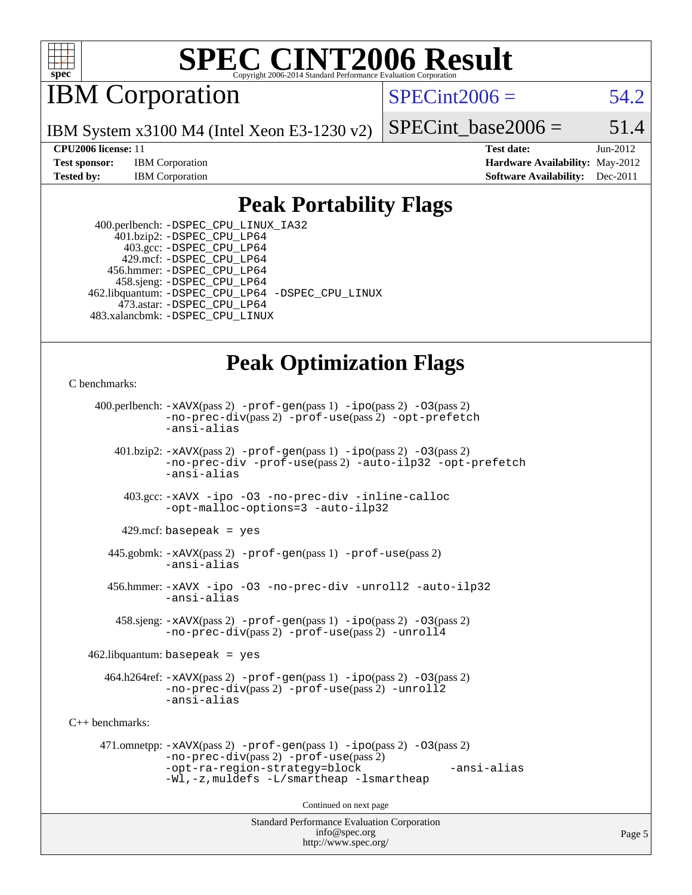# SPEC CINT2006 Result

Copyright 2006-2014 Standard Performance Evaluation Corporation

## IBM Corporation

IBM System x3100 M4 (Intel Xeon E3-1230 v2)

SPECint2006 = 54.2

SPECint_base2006 = 51.4

**CPU2006 license:** 11
**Test sponsor:** IBM Corporation
**Tested by:** IBM Corporation
**Test date:** Jun-2012
**Hardware Availability:** May-2012
**Software Availability:** Dec-2011

## Peak Portability Flags

400.perlbench: -DSPEC_CPU_LINUX_IA32
401.bzip2: -DSPEC_CPU_LP64
403.gcc: -DSPEC_CPU_LP64
429.mcf: -DSPEC_CPU_LP64
456.hmmer: -DSPEC_CPU_LP64
458.sjeng: -DSPEC_CPU_LP64
462.libquantum: -DSPEC_CPU_LP64 -DSPEC_CPU_LINUX
473.astar: -DSPEC_CPU_LP64
483.xalancbmk: -DSPEC_CPU_LINUX

## Peak Optimization Flags

C benchmarks:

400.perlbench: -xAVX(pass 2) -prof-gen(pass 1) -ipo(pass 2) -O3(pass 2) -no-prec-div(pass 2) -prof-use(pass 2) -opt-prefetch -ansi-alias

401.bzip2: -xAVX(pass 2) -prof-gen(pass 1) -ipo(pass 2) -O3(pass 2) -no-prec-div -prof-use(pass 2) -auto-ilp32 -opt-prefetch -ansi-alias

403.gcc: -xAVX -ipo -O3 -no-prec-div -inline-calloc -opt-malloc-options=3 -auto-ilp32

429.mcf: basepeak = yes

445.gobmk: -xAVX(pass 2) -prof-gen(pass 1) -prof-use(pass 2) -ansi-alias

456.hmmer: -xAVX -ipo -O3 -no-prec-div -unroll2 -auto-ilp32 -ansi-alias

458.sjeng: -xAVX(pass 2) -prof-gen(pass 1) -ipo(pass 2) -O3(pass 2) -no-prec-div(pass 2) -prof-use(pass 2) -unroll4

462.libquantum: basepeak = yes

464.h264ref: -xAVX(pass 2) -prof-gen(pass 1) -ipo(pass 2) -O3(pass 2) -no-prec-div(pass 2) -prof-use(pass 2) -unroll2 -ansi-alias

C++ benchmarks:

471.omnetpp: -xAVX(pass 2) -prof-gen(pass 1) -ipo(pass 2) -O3(pass 2) -no-prec-div(pass 2) -prof-use(pass 2) -opt-ra-region-strategy=block -ansi-alias -Wl,-z,muldefs -L/smartheap -lsmartheap

Continued on next page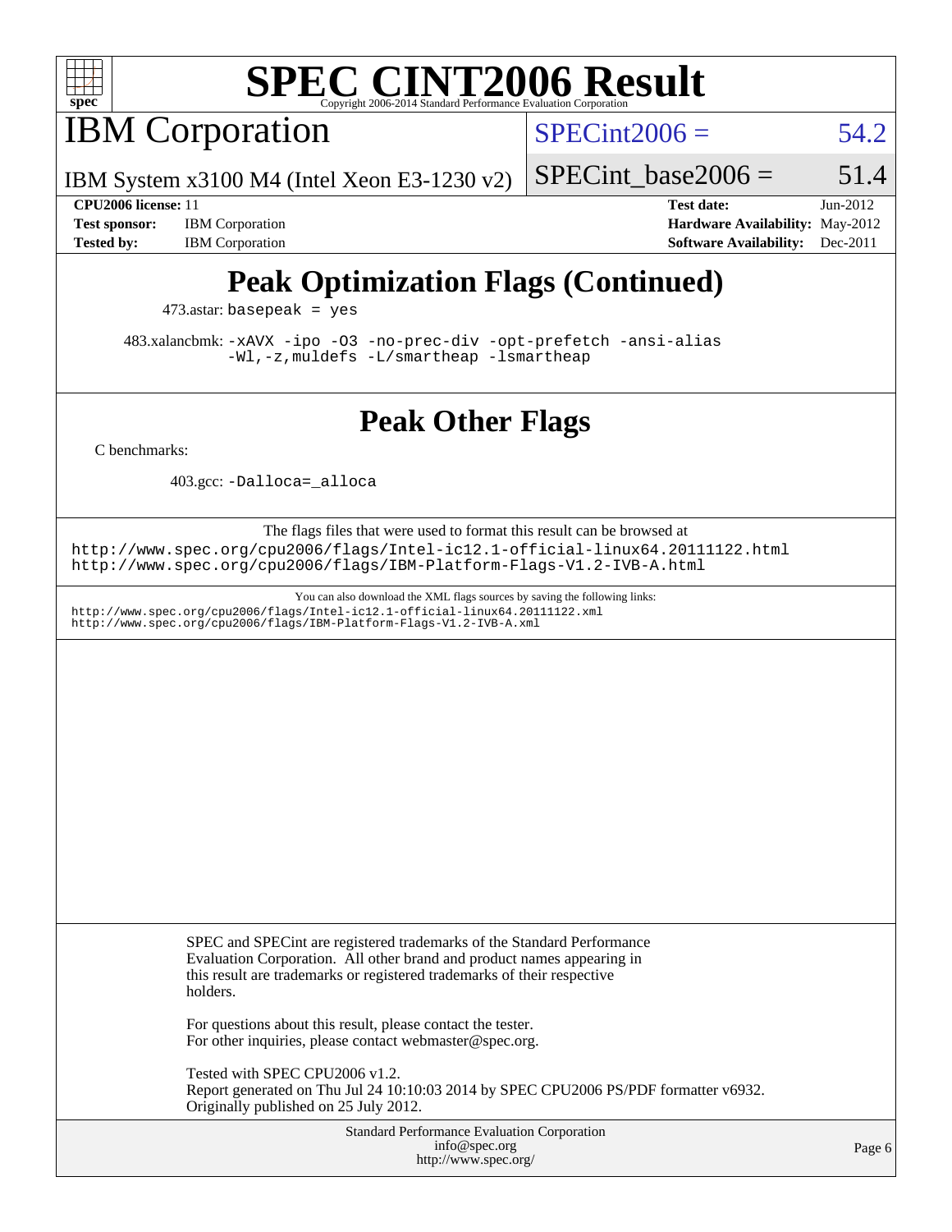## Peak Optimization Flags (Continued)

473.astar: basepeak = yes

483.xalancbmk: -xAVX -ipo -O3 -no-prec-div -opt-prefetch -ansi-alias -Wl,-z,muldefs -L/smartheap -lsmartheap

## Peak Other Flags

C benchmarks:

403.gcc: -Dalloca=_alloca

The flags files that were used to format this result can be browsed at
http://www.spec.org/cpu2006/flags/Intel-ic12.1-official-linux64.20111122.html
http://www.spec.org/cpu2006/flags/IBM-Platform-Flags-V1.2-IVB-A.html

You can also download the XML flags sources by saving the following links:
http://www.spec.org/cpu2006/flags/Intel-ic12.1-official-linux64.20111122.xml
http://www.spec.org/cpu2006/flags/IBM-Platform-Flags-V1.2-IVB-A.xml

SPEC and SPECint are registered trademarks of the Standard Performance Evaluation Corporation. All other brand and product names appearing in this result are trademarks or registered trademarks of their respective holders.

For questions about this result, please contact the tester.
For other inquiries, please contact webmaster@spec.org.

Tested with SPEC CPU2006 v1.2.
Report generated on Thu Jul 24 10:10:03 2014 by SPEC CPU2006 PS/PDF formatter v6932.
Originally published on 25 July 2012.